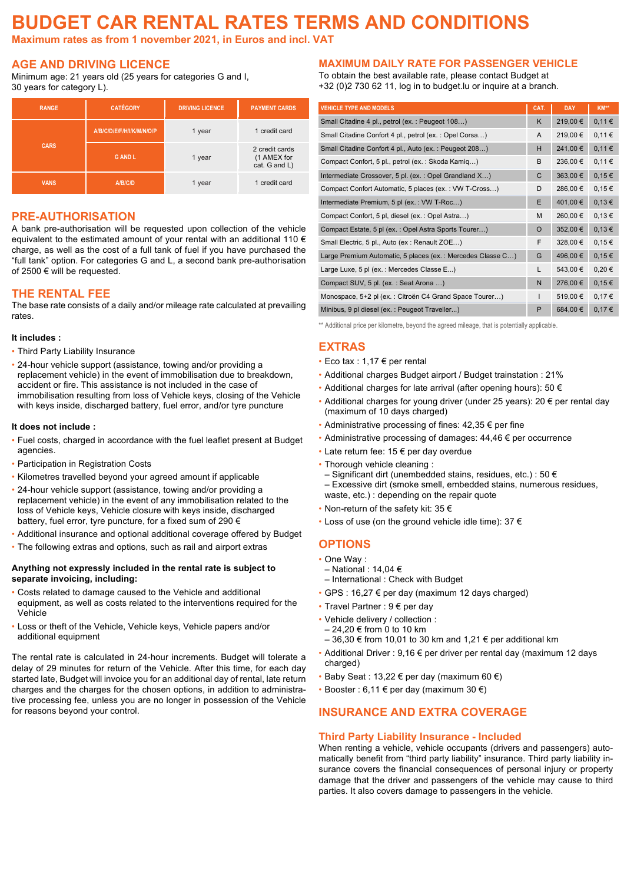# BUDGET CAR RENTAL RATES TERMS AND CONDITIONS

**Maximum rates as from 1 november 2021, in Euros and incl. VAT**

## AGE AND DRIVING LICENCE

Minimum age: 21 years old (25 years for categories G and I, 30 years for category L).

| RANGE | CATEGORY | DRIVING LICENCE | PAYMENT CARDS |
|---|---|---|---|
| CARS | A/B/C/D/E/F/H/I/K/M/N/O/P | 1 year | 1 credit card |
| | G AND L | 1 year | 2 credit cards (1 AMEX for cat. G and L) |
| VANS | A/B/C/D | 1 year | 1 credit card |

## PRE-AUTHORISATION

A bank pre-authorisation will be requested upon collection of the vehicle equivalent to the estimated amount of your rental with an additional 110 € charge, as well as the cost of a full tank of fuel if you have purchased the "full tank" option. For categories G and L, a second bank pre-authorisation of 2500 € will be requested.

## THE RENTAL FEE

The base rate consists of a daily and/or mileage rate calculated at prevailing rates.

**It includes :**

- Third Party Liability Insurance
- 24-hour vehicle support (assistance, towing and/or providing a replacement vehicle) in the event of immobilisation due to breakdown, accident or fire. This assistance is not included in the case of immobilisation resulting from loss of Vehicle keys, closing of the Vehicle with keys inside, discharged battery, fuel error, and/or tyre puncture

**It does not include :**

- Fuel costs, charged in accordance with the fuel leaflet present at Budget agencies.
- Participation in Registration Costs
- Kilometres travelled beyond your agreed amount if applicable
- 24-hour vehicle support (assistance, towing and/or providing a replacement vehicle) in the event of any immobilisation related to the loss of Vehicle keys, Vehicle closure with keys inside, discharged battery, fuel error, tyre puncture, for a fixed sum of 290 €
- Additional insurance and optional additional coverage offered by Budget
- The following extras and options, such as rail and airport extras

**Anything not expressly included in the rental rate is subject to separate invoicing, including:**

- Costs related to damage caused to the Vehicle and additional equipment, as well as costs related to the interventions required for the Vehicle
- Loss or theft of the Vehicle, Vehicle keys, Vehicle papers and/or additional equipment

The rental rate is calculated in 24-hour increments. Budget will tolerate a delay of 29 minutes for return of the Vehicle. After this time, for each day started late, Budget will invoice you for an additional day of rental, late return charges and the charges for the chosen options, in addition to administrative processing fee, unless you are no longer in possession of the Vehicle for reasons beyond your control.

## MAXIMUM DAILY RATE FOR PASSENGER VEHICLE

To obtain the best available rate, please contact Budget at +32 (0)2 730 62 11, log in to budget.lu or inquire at a branch.

| VEHICLE TYPE AND MODELS | CAT. | DAY | KM** |
|---|---|---|---|
| Small Citadine 4 pl., petrol (ex. : Peugeot 108…) | K | 219,00 € | 0,11 € |
| Small Citadine Confort 4 pl., petrol (ex. : Opel Corsa…) | A | 219,00 € | 0,11 € |
| Small Citadine Confort 4 pl., Auto (ex. : Peugeot 208…) | H | 241,00 € | 0,11 € |
| Compact Confort, 5 pl., petrol (ex. : Skoda Kamiq…) | B | 236,00 € | 0,11 € |
| Intermediate Crossover, 5 pl. (ex. : Opel Grandland X…) | C | 363,00 € | 0,15 € |
| Compact Confort Automatic, 5 places (ex. : VW T-Cross…) | D | 286,00 € | 0,15 € |
| Intermediate Premium, 5 pl (ex. : VW T-Roc…) | E | 401,00 € | 0,13 € |
| Compact Confort, 5 pl, diesel (ex. : Opel Astra…) | M | 260,00 € | 0,13 € |
| Compact Estate, 5 pl (ex. : Opel Astra Sports Tourer…) | O | 352,00 € | 0,13 € |
| Small Electric, 5 pl., Auto (ex : Renault ZOE…) | F | 328,00 € | 0,15 € |
| Large Premium Automatic, 5 places (ex. : Mercedes Classe C…) | G | 496,00 € | 0,15 € |
| Large Luxe, 5 pl (ex. : Mercedes Classe E…) | L | 543,00 € | 0,20 € |
| Compact SUV, 5 pl. (ex. : Seat Arona …) | N | 276,00 € | 0,15 € |
| Monospace, 5+2 pl (ex. : Citroën C4 Grand Space Tourer…) | I | 519,00 € | 0,17 € |
| Minibus, 9 pl diesel (ex. : Peugeot Traveller...) | P | 684,00 € | 0,17 € |

** Additional price per kilometre, beyond the agreed mileage, that is potentially applicable.

## EXTRAS

- Eco tax : 1,17 € per rental
- Additional charges Budget airport / Budget trainstation : 21%
- Additional charges for late arrival (after opening hours): 50 €
- Additional charges for young driver (under 25 years): 20 € per rental day (maximum of 10 days charged)
- Administrative processing of fines: 42,35 € per fine
- Administrative processing of damages: 44,46 € per occurrence
- Late return fee: 15 € per day overdue
- Thorough vehicle cleaning :
  – Significant dirt (unembedded stains, residues, etc.) : 50 €
  – Excessive dirt (smoke smell, embedded stains, numerous residues, waste, etc.) : depending on the repair quote
- Non-return of the safety kit: 35 €
- Loss of use (on the ground vehicle idle time): 37 €

## OPTIONS

- One Way :
  – National : 14,04 €
  – International : Check with Budget
- GPS : 16,27 € per day (maximum 12 days charged)
- Travel Partner : 9 € per day
- Vehicle delivery / collection :
  – 24,20 € from 0 to 10 km
  – 36,30 € from 10,01 to 30 km and 1,21 € per additional km
- Additional Driver : 9,16 € per driver per rental day (maximum 12 days charged)
- Baby Seat : 13,22 € per day (maximum 60 €)
- Booster : 6,11 € per day (maximum 30 €)

## INSURANCE AND EXTRA COVERAGE

### Third Party Liability Insurance - Included

When renting a vehicle, vehicle occupants (drivers and passengers) automatically benefit from "third party liability" insurance. Third party liability insurance covers the financial consequences of personal injury or property damage that the driver and passengers of the vehicle may cause to third parties. It also covers damage to passengers in the vehicle.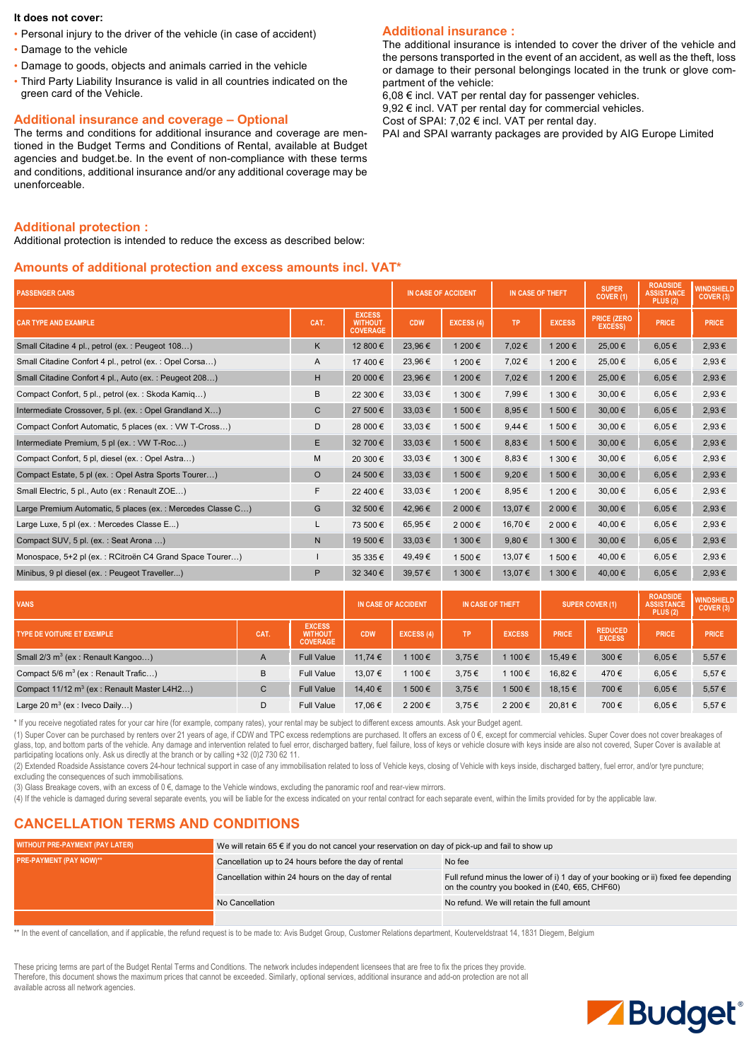**It does not cover:**

- Personal injury to the driver of the vehicle (in case of accident)
- Damage to the vehicle
- Damage to goods, objects and animals carried in the vehicle
- Third Party Liability Insurance is valid in all countries indicated on the green card of the Vehicle.

## Additional insurance and coverage – Optional

The terms and conditions for additional insurance and coverage are mentioned in the Budget Terms and Conditions of Rental, available at Budget agencies and budget.be. In the event of non-compliance with these terms and conditions, additional insurance and/or any additional coverage may be unenforceable.

## Additional insurance :

The additional insurance is intended to cover the driver of the vehicle and the persons transported in the event of an accident, as well as the theft, loss or damage to their personal belongings located in the trunk or glove compartment of the vehicle:
6,08 € incl. VAT per rental day for passenger vehicles.
9,92 € incl. VAT per rental day for commercial vehicles.
Cost of SPAI: 7,02 € incl. VAT per rental day.
PAI and SPAI warranty packages are provided by AIG Europe Limited

## Additional protection :

Additional protection is intended to reduce the excess as described below:

## Amounts of additional protection and excess amounts incl. VAT*

| PASSENGER CARS | | | IN CASE OF ACCIDENT | | IN CASE OF THEFT | | SUPER COVER (1) | ROADSIDE ASSISTANCE PLUS (2) | WINDSHIELD COVER (3) |
|---|---|---|---|---|---|---|---|---|---|
| CAR TYPE AND EXAMPLE | CAT. | EXCESS WITHOUT COVERAGE | CDW | EXCESS (4) | TP | EXCESS | PRICE (ZERO EXCESS) | PRICE | PRICE |
| Small Citadine 4 pl., petrol (ex. : Peugeot 108…) | K | 12 800 € | 23,96 € | 1 200 € | 7,02 € | 1 200 € | 25,00 € | 6,05 € | 2,93 € |
| Small Citadine Confort 4 pl., petrol (ex. : Opel Corsa…) | A | 17 400 € | 23,96 € | 1 200 € | 7,02 € | 1 200 € | 25,00 € | 6,05 € | 2,93 € |
| Small Citadine Confort 4 pl., Auto (ex. : Peugeot 208…) | H | 20 000 € | 23,96 € | 1 200 € | 7,02 € | 1 200 € | 25,00 € | 6,05 € | 2,93 € |
| Compact Confort, 5 pl., petrol (ex. : Skoda Kamiq…) | B | 22 300 € | 33,03 € | 1 300 € | 7,99 € | 1 300 € | 30,00 € | 6,05 € | 2,93 € |
| Intermediate Crossover, 5 pl. (ex. : Opel Grandland X…) | C | 27 500 € | 33,03 € | 1 500 € | 8,95 € | 1 500 € | 30,00 € | 6,05 € | 2,93 € |
| Compact Confort Automatic, 5 places (ex. : VW T-Cross…) | D | 28 000 € | 33,03 € | 1 500 € | 9,44 € | 1 500 € | 30,00 € | 6,05 € | 2,93 € |
| Intermediate Premium, 5 pl (ex. : VW T-Roc…) | E | 32 700 € | 33,03 € | 1 500 € | 8,83 € | 1 500 € | 30,00 € | 6,05 € | 2,93 € |
| Compact Confort, 5 pl, diesel (ex. : Opel Astra…) | M | 20 300 € | 33,03 € | 1 300 € | 8,83 € | 1 300 € | 30,00 € | 6,05 € | 2,93 € |
| Compact Estate, 5 pl (ex. : Opel Astra Sports Tourer…) | O | 24 500 € | 33,03 € | 1 500 € | 9,20 € | 1 500 € | 30,00 € | 6,05 € | 2,93 € |
| Small Electric, 5 pl., Auto (ex : Renault ZOE…) | F | 22 400 € | 33,03 € | 1 200 € | 8,95 € | 1 200 € | 30,00 € | 6,05 € | 2,93 € |
| Large Premium Automatic, 5 places (ex. : Mercedes Classe C…) | G | 32 500 € | 42,96 € | 2 000 € | 13,07 € | 2 000 € | 30,00 € | 6,05 € | 2,93 € |
| Large Luxe, 5 pl (ex. : Mercedes Classe E...) | L | 73 500 € | 65,95 € | 2 000 € | 16,70 € | 2 000 € | 40,00 € | 6,05 € | 2,93 € |
| Compact SUV, 5 pl. (ex. : Seat Arona …) | N | 19 500 € | 33,03 € | 1 300 € | 9,80 € | 1 300 € | 30,00 € | 6,05 € | 2,93 € |
| Monospace, 5+2 pl (ex. : RCitroën C4 Grand Space Tourer…) | I | 35 335 € | 49,49 € | 1 500 € | 13,07 € | 1 500 € | 40,00 € | 6,05 € | 2,93 € |
| Minibus, 9 pl diesel (ex. : Peugeot Traveller...) | P | 32 340 € | 39,57 € | 1 300 € | 13,07 € | 1 300 € | 40,00 € | 6,05 € | 2,93 € |

| VANS | | | IN CASE OF ACCIDENT | | IN CASE OF THEFT | | SUPER COVER (1) | | ROADSIDE ASSISTANCE PLUS (2) | WINDSHIELD COVER (3) |
|---|---|---|---|---|---|---|---|---|---|---|
| TYPE DE VOITURE ET EXEMPLE | CAT. | EXCESS WITHOUT COVERAGE | CDW | EXCESS (4) | TP | EXCESS | PRICE | REDUCED EXCESS | PRICE | PRICE |
| Small 2/3 m³ (ex : Renault Kangoo…) | A | Full Value | 11,74 € | 1 100 € | 3,75 € | 1 100 € | 15,49 € | 300 € | 6,05 € | 5,57 € |
| Compact 5/6 m³ (ex : Renault Trafic…) | B | Full Value | 13,07 € | 1 100 € | 3,75 € | 1 100 € | 16,82 € | 470 € | 6,05 € | 5,57 € |
| Compact 11/12 m³ (ex : Renault Master L4H2…) | C | Full Value | 14,40 € | 1 500 € | 3,75 € | 1 500 € | 18,15 € | 700 € | 6,05 € | 5,57 € |
| Large 20 m³ (ex : Iveco Daily…) | D | Full Value | 17,06 € | 2 200 € | 3,75 € | 2 200 € | 20,81 € | 700 € | 6,05 € | 5,57 € |

\* If you receive negotiated rates for your car hire (for example, company rates), your rental may be subject to different excess amounts. Ask your Budget agent.

(1) Super Cover can be purchased by renters over 21 years of age, if CDW and TPC excess redemptions are purchased. It offers an excess of 0 €, except for commercial vehicles. Super Cover does not cover breakages of glass, top, and bottom parts of the vehicle. Any damage and intervention related to fuel error, discharged battery, fuel failure, loss of keys or vehicle closure with keys inside are also not covered, Super Cover is available at participating locations only. Ask us directly at the branch or by calling +32 (0)2 730 62 11.

(2) Extended Roadside Assistance covers 24-hour technical support in case of any immobilisation related to loss of Vehicle keys, closing of Vehicle with keys inside, discharged battery, fuel error, and/or tyre puncture; excluding the consequences of such immobilisations.

(3) Glass Breakage covers, with an excess of 0 €, damage to the Vehicle windows, excluding the panoramic roof and rear-view mirrors.

(4) If the vehicle is damaged during several separate events, you will be liable for the excess indicated on your rental contract for each separate event, within the limits provided for by the applicable law.

## CANCELLATION TERMS AND CONDITIONS

| | | |
|---|---|---|
| WITHOUT PRE-PAYMENT (PAY LATER) | We will retain 65 € if you do not cancel your reservation on day of pick-up and fail to show up | |
| PRE-PAYMENT (PAY NOW)** | Cancellation up to 24 hours before the day of rental | No fee |
| | Cancellation within 24 hours on the day of rental | Full refund minus the lower of i) 1 day of your booking or ii) fixed fee depending on the country you booked in (£40, €65, CHF60) |
| | No Cancellation | No refund. We will retain the full amount |

** In the event of cancellation, and if applicable, the refund request is to be made to: Avis Budget Group, Customer Relations department, Kouterveldstraat 14, 1831 Diegem, Belgium

These pricing terms are part of the Budget Rental Terms and Conditions. The network includes independent licensees that are free to fix the prices they provide. Therefore, this document shows the maximum prices that cannot be exceeded. Similarly, optional services, additional insurance and add-on protection are not all available across all network agencies.

Budget®